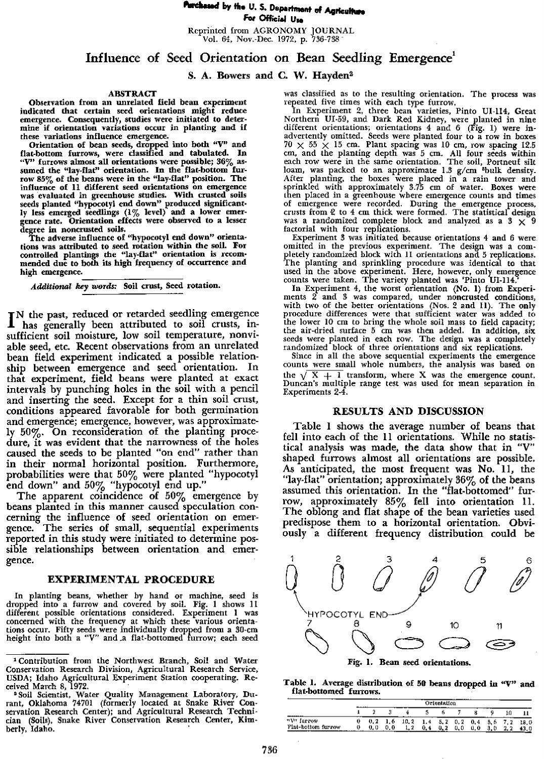Purchased by the U. S. Department of Agriculture For Official Use

Reprinted from AGRONOMY JOURNAL Vol. 64, Nov.-Dec. 1972, p. 736-738

# Influence of Seed Orientation on Bean Seedling Emergence[1]

**S. A. Bowers and C. W. Hayden[2]**

## ABSTRACT

**Observation from an unrelated field bean experiment indicated that certain seed orientations might reduce emergence. Consequently, studies were initiated to determine if orientation variations occur in planting and if these variations influence emergence.**

**Orientation of bean seeds, dropped into both "V" and flat-bottom furrows, were classified and tabulated. In "V" furrows almost all orientations were possible; 36% assumed the "lay-flat" orientation. In the flat-bottom furrow 85% of the beans were in the "lay-flat" position. The influence of 11 different seed orientations on emergence was evaluated in greenhouse studies. With crusted soils seeds planted "hypocotyl end down" produced significantly less emerged seedlings (1% level) and a lower emergence rate. Orientation effects were observed to a lesser degree in noncrusted soils.**

**The adverse influence of "hypocotyl end down" orientations was attributed to seed rotation within the soil. For controlled plantings the "lay-flat" orientation is recommended due to both its high frequency of occurrence and high emergence.**

***Additional key words:*** **Soil crust, Seed rotation.**

IN the past, reduced or retarded seedling emergence has generally been attributed to soil crusts, insufficient soil moisture, low soil temperature, nonviable seed, etc. Recent observations from an unrelated bean field experiment indicated a possible relationship between emergence and seed orientation. In that experiment, field beans were planted at exact intervals by punching holes in the soil with a pencil and inserting the seed. Except for a thin soil crust, conditions appeared favorable for both germination and emergence; emergence, however, was approximately 50%. On reconsideration of the planting procedure, it was evident that the narrowness of the holes caused the seeds to be planted "on end" rather than in their normal horizontal position. Furthermore, probabilities were that 50% were planted "hypocotyl end down" and 50% "hypocotyl end up."

The apparent coincidence of 50% emergence by beans planted in this manner caused speculation concerning the influence of seed orientation on emergence. The series of small, sequential experiments reported in this study were initiated to determine possible relationships between orientation and emergence.

## EXPERIMENTAL PROCEDURE

In planting beans, whether by hand or machine, seed is dropped into a furrow and covered by soil. Fig. 1 shows 11 different possible orientations considered. Experiment 1 was concerned with the frequency at which these various orientations occur. Fifty seeds were individually dropped from a 30-cm height into both a "V" and a flat-bottomed furrow; each seed was classified as to the resulting orientation. The process was repeated five times with each type furrow.

In Experiment 2, three bean varieties, Pinto UI-114, Great Northern UI-59, and Dark Red Kidney, were planted in nine different orientations; orientations 4 and 6 (Fig. 1) were inadvertently omitted. Seeds were planted four to a row in boxes 70 × 55 × 15 cm. Plant spacing was 10 cm, row spacing 12.5 cm, and the planting depth was 5 cm. All four seeds within each row were in the same orientation. The soil, Portneuf silt loam, was packed to an approximate 1.3 g/cm[3] bulk density. After planting, the boxes were placed in a rain tower and sprinkled with approximately 3.75 cm of water. Boxes were then placed in a greenhouse where emergence counts and times of emergence were recorded. During the emergence process, crusts from 2 to 4 cm thick were formed. The statistical design was a randomized complete block and analyzed as a 3 × 9 factorial with four replications.

Experiment 3 was initiated because orientations 4 and 6 were omitted in the previous experiment. The design was a completely randomized block with 11 orientations and 5 replications. The planting and sprinkling procedure was identical to that used in the above experiment. Here, however, only emergence counts were taken. The variety planted was 'Pinto UI-114.'

In Experiment 4, the worst orientation (No. 1) from Experiments 2 and 3 was compared, under noncrusted conditions, with two of the better orientations (Nos. 2 and 11). The only procedure differences were that sufficient water was added to the lower 10 cm to bring the whole soil mass to field capacity; the air-dried surface 5 cm was then added. In addition, six seeds were planted in each row. The design was a completely randomized block of three orientations and six replications.

Since in all the above sequential experiments the emergence counts were small whole numbers, the analysis was based on the $\sqrt{X+1}$ transform, where X was the emergence count. Duncan's multiple range test was used for mean separation in Experiments 2-4.

## RESULTS AND DISCUSSION

Table 1 shows the average number of beans that fell into each of the 11 orientations. While no statistical analysis was made, the data show that in "V" shaped furrows almost all orientations are possible. As anticipated, the most frequent was No. 11, the "lay-flat" orientation; approximately 36% of the beans assumed this orientation. In the "flat-bottomed" furrow, approximately 85% fell into orientation 11. The oblong and flat shape of the bean varieties used predispose them to a horizontal orientation. Obviously a different frequency distribution could be

Fig. 1. Bean seed orientations.

Table 1. Average distribution of 50 beans dropped in "V" and flat-bottomed furrows.

| | Orientation | | | | | | | | | | |
|---|---|---|---|---|---|---|---|---|---|---|---|
| | 1 | 2 | 3 | 4 | 5 | 6 | 7 | 8 | 9 | 10 | 11 |
| "V" furrow | 0 | 0.2 | 1.6 | 10.2 | 1.4 | 5.2 | 0.2 | 0.4 | 5.6 | 7.2 | 18.0 |
| Flat-bottom furrow | 0 | 0.0 | 0.0 | 1.2 | 0.4 | 0.2 | 0.0 | 0.0 | 3.0 | 2.2 | 43.0 |

[1] Contribution from the Northwest Branch, Soil and Water Conservation Research Division, Agricultural Research Service, USDA; Idaho Agricultural Experiment Station cooperating. Received March 8, 1972.

[2] Soil Scientist, Water Quality Management Laboratory, Durant, Oklahoma 74701 (formerly located at Snake River Conservation Research Center); and Agricultural Research Technician (Soils), Snake River Conservation Research Center, Kimberly, Idaho.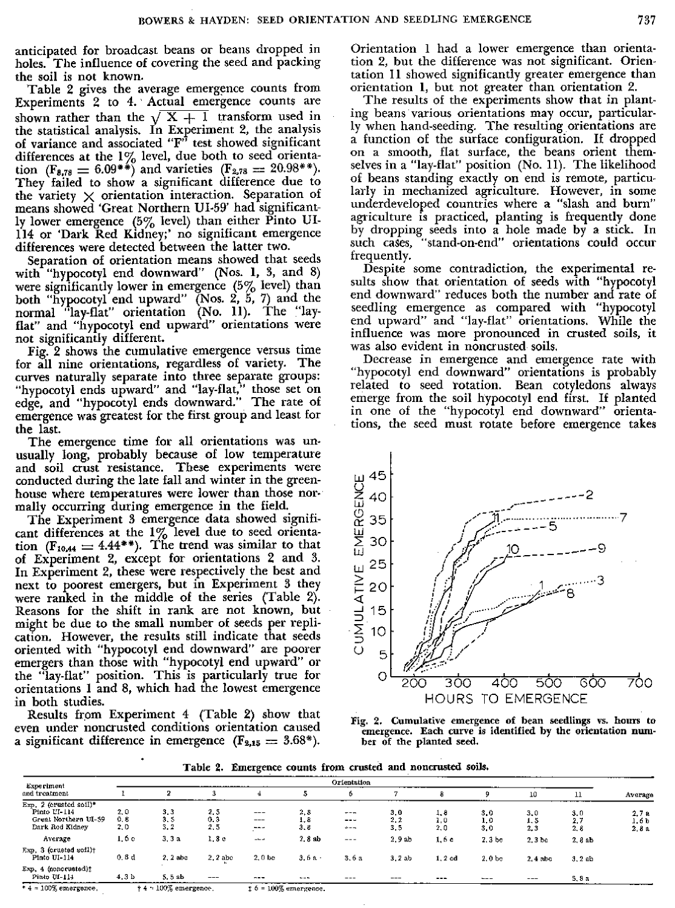anticipated for broadcast beans or beans dropped in holes. The influence of covering the seed and packing the soil is not known.

Table 2 gives the average emergence counts from Experiments 2 to 4. Actual emergence counts are shown rather than the $\sqrt{X + 1}$ transform used in the statistical analysis. In Experiment 2, the analysis of variance and associated "F" test showed significant differences at the 1% level, due both to seed orientation ($F_{8,78} = 6.09^{**}$) and varieties ($F_{2,78} = 20.98^{**}$). They failed to show a significant difference due to the variety × orientation interaction. Separation of means showed 'Great Northern UI-59' had significantly lower emergence (5% level) than either Pinto UI-114 or 'Dark Red Kidney;' no significant emergence differences were detected between the latter two.

Separation of orientation means showed that seeds with "hypocotyl end downward" (Nos. 1, 3, and 8) were significantly lower in emergence (5% level) than both "hypocotyl end upward" (Nos. 2, 5, 7) and the normal "lay-flat" orientation (No. 11). The "lay-flat" and "hypocotyl end upward" orientations were not significantly different.

Fig. 2 shows the cumulative emergence versus time for all nine orientations, regardless of variety. The curves naturally separate into three separate groups: "hypocotyl ends upward" and "lay-flat," those set on edge, and "hypocotyl ends downward." The rate of emergence was greatest for the first group and least for the last.

The emergence time for all orientations was unusually long, probably because of low temperature and soil crust resistance. These experiments were conducted during the late fall and winter in the greenhouse where temperatures were lower than those normally occurring during emergence in the field.

The Experiment 3 emergence data showed significant differences at the 1% level due to seed orientation ($F_{10,44} = 4.44^{**}$). The trend was similar to that of Experiment 2, except for orientations 2 and 3. In Experiment 2, these were respectively the best and next to poorest emergers, but in Experiment 3 they were ranked in the middle of the series (Table 2). Reasons for the shift in rank are not known, but might be due to the small number of seeds per replication. However, the results still indicate that seeds oriented with "hypocotyl end downward" are poorer emergers than those with "hypocotyl end upward" or the "lay-flat" position. This is particularly true for orientations 1 and 8, which had the lowest emergence in both studies.

Results from Experiment 4 (Table 2) show that even under noncrusted conditions orientation caused a significant difference in emergence ($F_{2,15} = 3.68^{*}$). Orientation 1 had a lower emergence than orientation 2, but the difference was not significant. Orientation 11 showed significantly greater emergence than orientation 1, but not greater than orientation 2.

The results of the experiments show that in planting beans various orientations may occur, particularly when hand-seeding. The resulting orientations are a function of the surface configuration. If dropped on a smooth, flat surface, the beans orient themselves in a "lay-flat" position (No. 11). The likelihood of beans standing exactly on end is remote, particularly in mechanized agriculture. However, in some underdeveloped countries where a "slash and burn" agriculture is practiced, planting is frequently done by dropping seeds into a hole made by a stick. In such cases, "stand-on-end" orientations could occur frequently.

Despite some contradiction, the experimental results show that orientation of seeds with "hypocotyl end downward" reduces both the number and rate of seedling emergence as compared with "hypocotyl end upward" and "lay-flat" orientations. While the influence was more pronounced in crusted soils, it was also evident in noncrusted soils.

Decrease in emergence and emergence rate with "hypocotyl end downward" orientations is probably related to seed rotation. Bean cotyledons always emerge from the soil hypocotyl end first. If planted in one of the "hypocotyl end downward" orientations, the seed must rotate before emergence takes

Fig. 2. Cumulative emergence of bean seedlings vs. hours to emergence. Each curve is identified by the orientation number of the planted seed.

Table 2. Emergence counts from crusted and noncrusted soils.

| Experiment and treatment | Orientation | | | | | | | | | | | Average |
|---|---|---|---|---|---|---|---|---|---|---|---|---|
| | 1 | 2 | 3 | 4 | 5 | 6 | 7 | 8 | 9 | 10 | 11 | |
| Exp. 2 (crusted soil)* | | | | | | | | | | | | |
| Pinto UI-114 | 2.0 | 3.3 | 2.5 | --- | 2.8 | --- | 3.0 | 1.8 | 3.0 | 3.0 | 3.0 | 2.7 a |
| Great Northern UI-59 | 0.8 | 3.5 | 0.3 | --- | 1.8 | --- | 2.2 | 1.0 | 1.0 | 1.5 | 2.7 | 1.6 b |
| Dark Red Kidney | 2.0 | 3.2 | 2.5 | --- | 3.8 | --- | 3.5 | 2.0 | 3.0 | 2.3 | 2.8 | 2.8 a |
| Average | 1.6 c | 3.3 a | 1.8 c | --- | 2.8 ab | --- | 2.9 ab | 1.6 c | 2.3 bc | 2.3 bc | 2.8 ab | |
| Exp. 3 (crusted soil)† | | | | | | | | | | | | |
| Pinto UI-114 | 0.8 d | 2.2 abc | 2.2 abc | 2.0 bc | 3.6 a | 3.6 a | 3.2 ab | 1.2 cd | 2.0 bc | 2.4 abc | 3.2 ab | |
| Exp. 4 (noncrusted)‡ | | | | | | | | | | | | |
| Pinto UI-114 | 4.3 b | 5.5 ab | --- | --- | --- | --- | --- | --- | --- | --- | 5.8 a | |

\* 4 = 100% emergence. † 4 = 100% emergence. ‡ 6 = 100% emergence.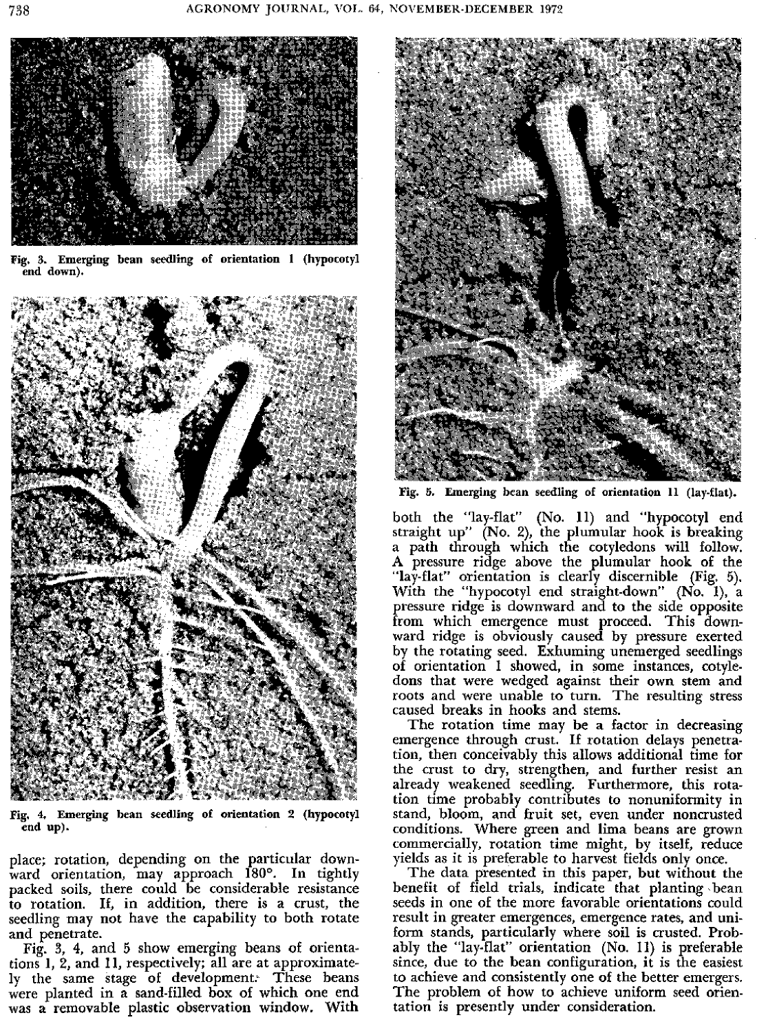Fig. 3. Emerging bean seedling of orientation 1 (hypocotyl end down).

Fig. 4. Emerging bean seedling of orientation 2 (hypocotyl end up).

Fig. 5. Emerging bean seedling of orientation 11 (lay-flat).

place; rotation, depending on the particular downward orientation, may approach 180°. In tightly packed soils, there could be considerable resistance to rotation. If, in addition, there is a crust, the seedling may not have the capability to both rotate and penetrate.

Fig. 3, 4, and 5 show emerging beans of orientations 1, 2, and 11, respectively; all are at approximately the same stage of development. These beans were planted in a sand-filled box of which one end was a removable plastic observation window. With both the "lay-flat" (No. 11) and "hypocotyl end straight up" (No. 2), the plumular hook is breaking a path through which the cotyledons will follow. A pressure ridge above the plumular hook of the "lay-flat" orientation is clearly discernible (Fig. 5). With the "hypocotyl end straight-down" (No. 1), a pressure ridge is downward and to the side opposite from which emergence must proceed. This downward ridge is obviously caused by pressure exerted by the rotating seed. Exhuming unemerged seedlings of orientation 1 showed, in some instances, cotyledons that were wedged against their own stem and roots and were unable to turn. The resulting stress caused breaks in hooks and stems.

The rotation time may be a factor in decreasing emergence through crust. If rotation delays penetration, then conceivably this allows additional time for the crust to dry, strengthen, and further resist an already weakened seedling. Furthermore, this rotation time probably contributes to nonuniformity in stand, bloom, and fruit set, even under noncrusted conditions. Where green and lima beans are grown commercially, rotation time might, by itself, reduce yields as it is preferable to harvest fields only once.

The data presented in this paper, but without the benefit of field trials, indicate that planting bean seeds in one of the more favorable orientations could result in greater emergences, emergence rates, and uniform stands, particularly where soil is crusted. Probably the "lay-flat" orientation (No. 11) is preferable since, due to the bean configuration, it is the easiest to achieve and consistently one of the better emergers. The problem of how to achieve uniform seed orientation is presently under consideration.